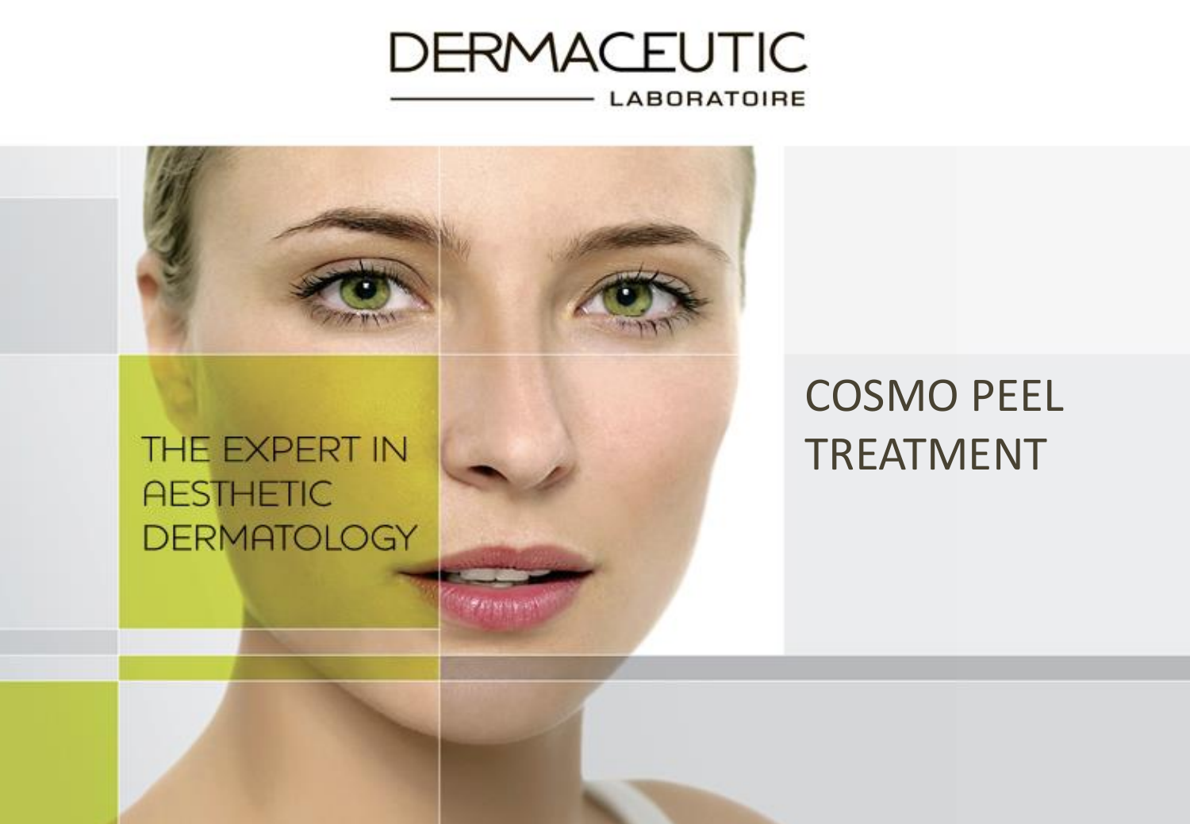DERMACEUTIC

LABORATOIRE

THE EXPERT IN AESTHETIC DERMATOLOGY

# COSMO PEEL TREATMENT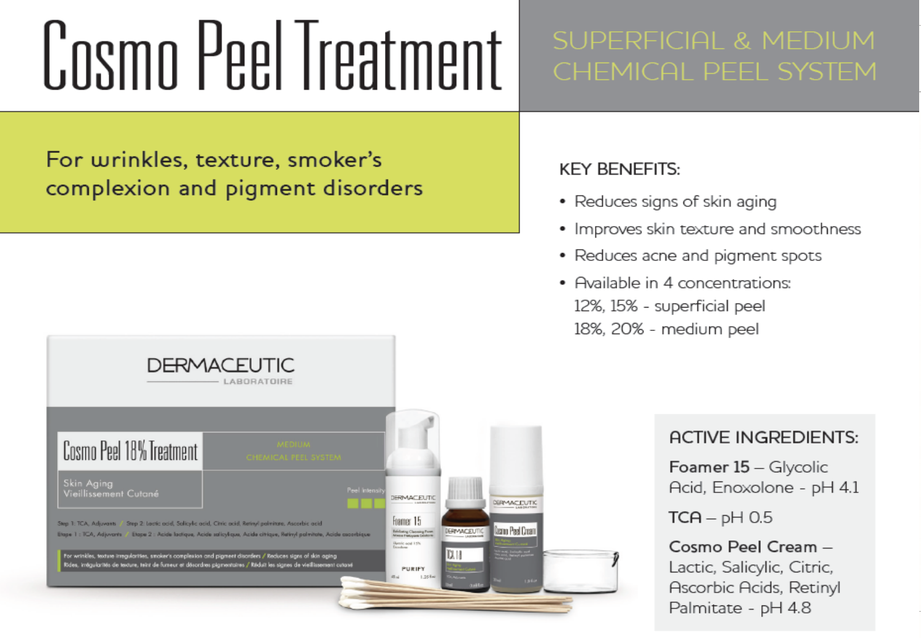# Cosmo Peel Treatment

## SUPERFICIAL & MEDIUM CHEMICAL PEEL SYSTEM

For wrinkles, texture, smoker's complexion and pigment disorders

### KEY BENEFITS:

- Reduces signs of skin aging
- Improves skin texture and smoothness
- Reduces acne and pigment spots
- Available in 4 concentrations:
  12%, 15% - superficial peel
  18%, 20% - medium peel

### ACTIVE INGREDIENTS:

**Foamer 15** – Glycolic Acid, Enoxolone - pH 4.1

**TCA** – pH 0.5

**Cosmo Peel Cream** – Lactic, Salicylic, Citric, Ascorbic Acids, Retinyl Palmitate - pH 4.8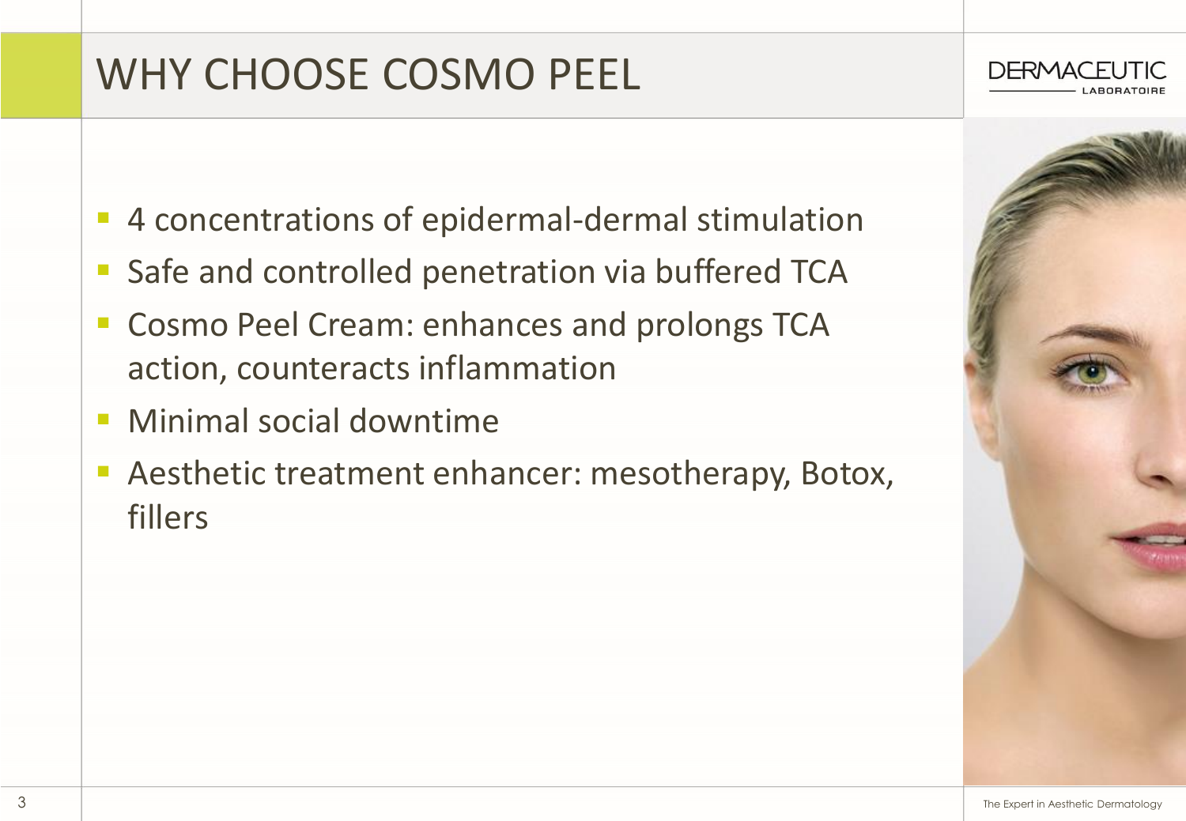# WHY CHOOSE COSMO PEEL

DERMACEUTIC LABORATOIRE

- 4 concentrations of epidermal-dermal stimulation
- Safe and controlled penetration via buffered TCA
- Cosmo Peel Cream: enhances and prolongs TCA action, counteracts inflammation
- Minimal social downtime
- Aesthetic treatment enhancer: mesotherapy, Botox, fillers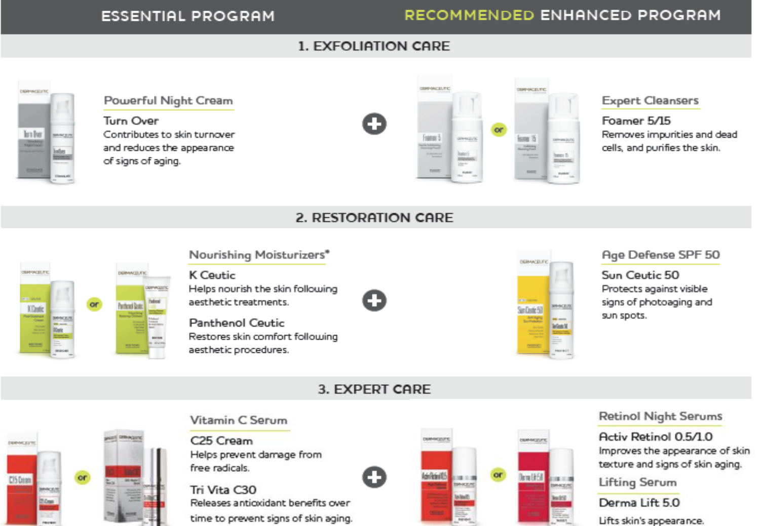| ESSENTIAL PROGRAM | RECOMMENDED ENHANCED PROGRAM |
|---|---|

## 1. EXFOLIATION CARE

**Essential Program**

### Powerful Night Cream

**Turn Over**
Contributes to skin turnover and reduces the appearance of signs of aging.

**+ Recommended Enhanced Program**

### Expert Cleansers

**Foamer 5/15**
Removes impurities and dead cells, and purifies the skin.

## 2. RESTORATION CARE

**Essential Program**

### Nourishing Moisturizers*

**K Ceutic**
Helps nourish the skin following aesthetic treatments.

**Panthenol Ceutic**
Restores skin comfort following aesthetic procedures.

**+ Recommended Enhanced Program**

### Age Defense SPF 50

**Sun Ceutic 50**
Protects against visible signs of photoaging and sun spots.

## 3. EXPERT CARE

**Essential Program**

### Vitamin C Serum

**C25 Cream**
Helps prevent damage from free radicals.

**Tri Vita C30**
Releases antioxidant benefits over time to prevent signs of skin aging.

**+ Recommended Enhanced Program**

### Retinol Night Serums

**Activ Retinol 0.5/1.0**
Improves the appearance of skin texture and signs of skin aging.

### Lifting Serum

**Derma Lift 5.0**
Lifts skin's appearance.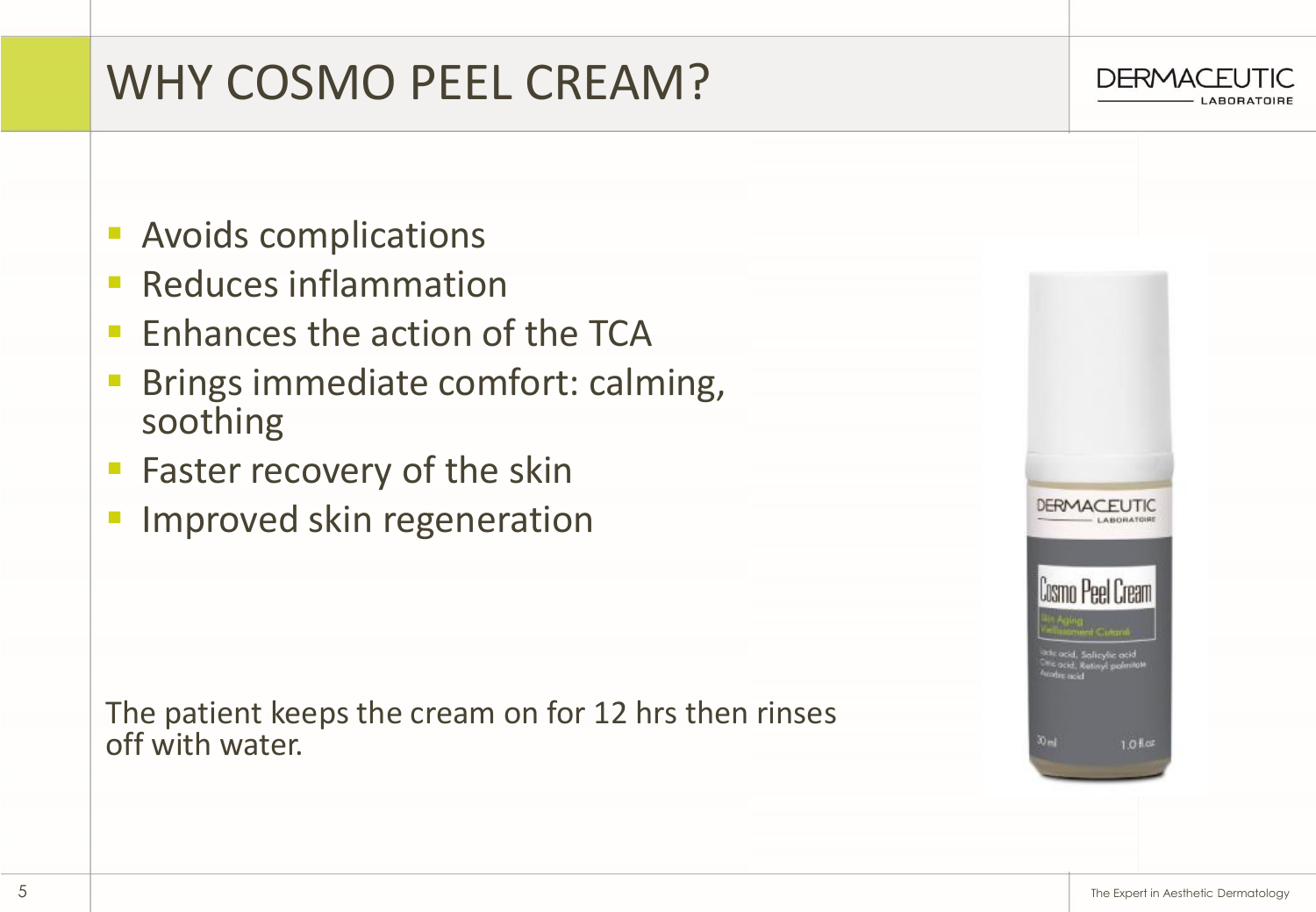# WHY COSMO PEEL CREAM?

- Avoids complications
- Reduces inflammation
- Enhances the action of the TCA
- Brings immediate comfort: calming, soothing
- Faster recovery of the skin
- Improved skin regeneration

The patient keeps the cream on for 12 hrs then rinses off with water.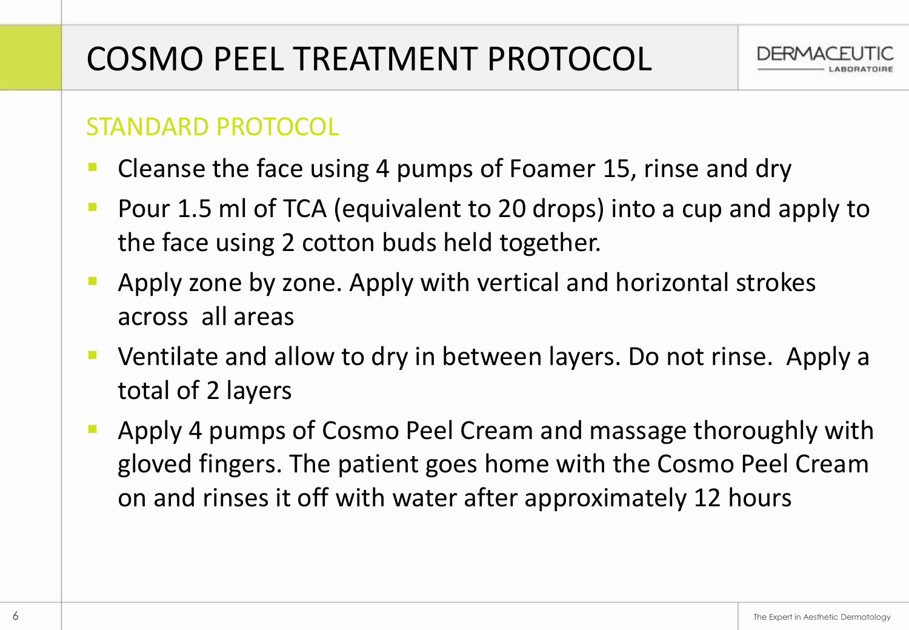# COSMO PEEL TREATMENT PROTOCOL

## STANDARD PROTOCOL

- Cleanse the face using 4 pumps of Foamer 15, rinse and dry
- Pour 1.5 ml of TCA (equivalent to 20 drops) into a cup and apply to the face using 2 cotton buds held together.
- Apply zone by zone. Apply with vertical and horizontal strokes across all areas
- Ventilate and allow to dry in between layers. Do not rinse. Apply a total of 2 layers
- Apply 4 pumps of Cosmo Peel Cream and massage thoroughly with gloved fingers. The patient goes home with the Cosmo Peel Cream on and rinses it off with water after approximately 12 hours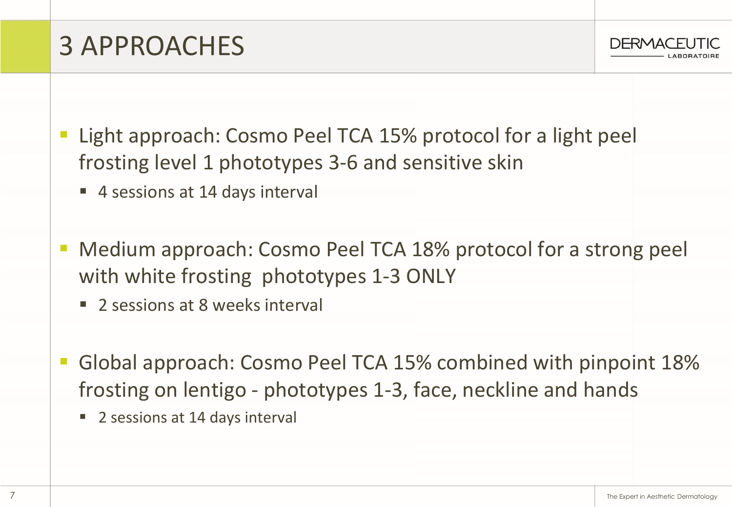# 3 APPROACHES

- Light approach: Cosmo Peel TCA 15% protocol for a light peel frosting level 1 phototypes 3-6 and sensitive skin
  - 4 sessions at 14 days interval

- Medium approach: Cosmo Peel TCA 18% protocol for a strong peel with white frosting phototypes 1-3 ONLY
  - 2 sessions at 8 weeks interval

- Global approach: Cosmo Peel TCA 15% combined with pinpoint 18% frosting on lentigo - phototypes 1-3, face, neckline and hands
  - 2 sessions at 14 days interval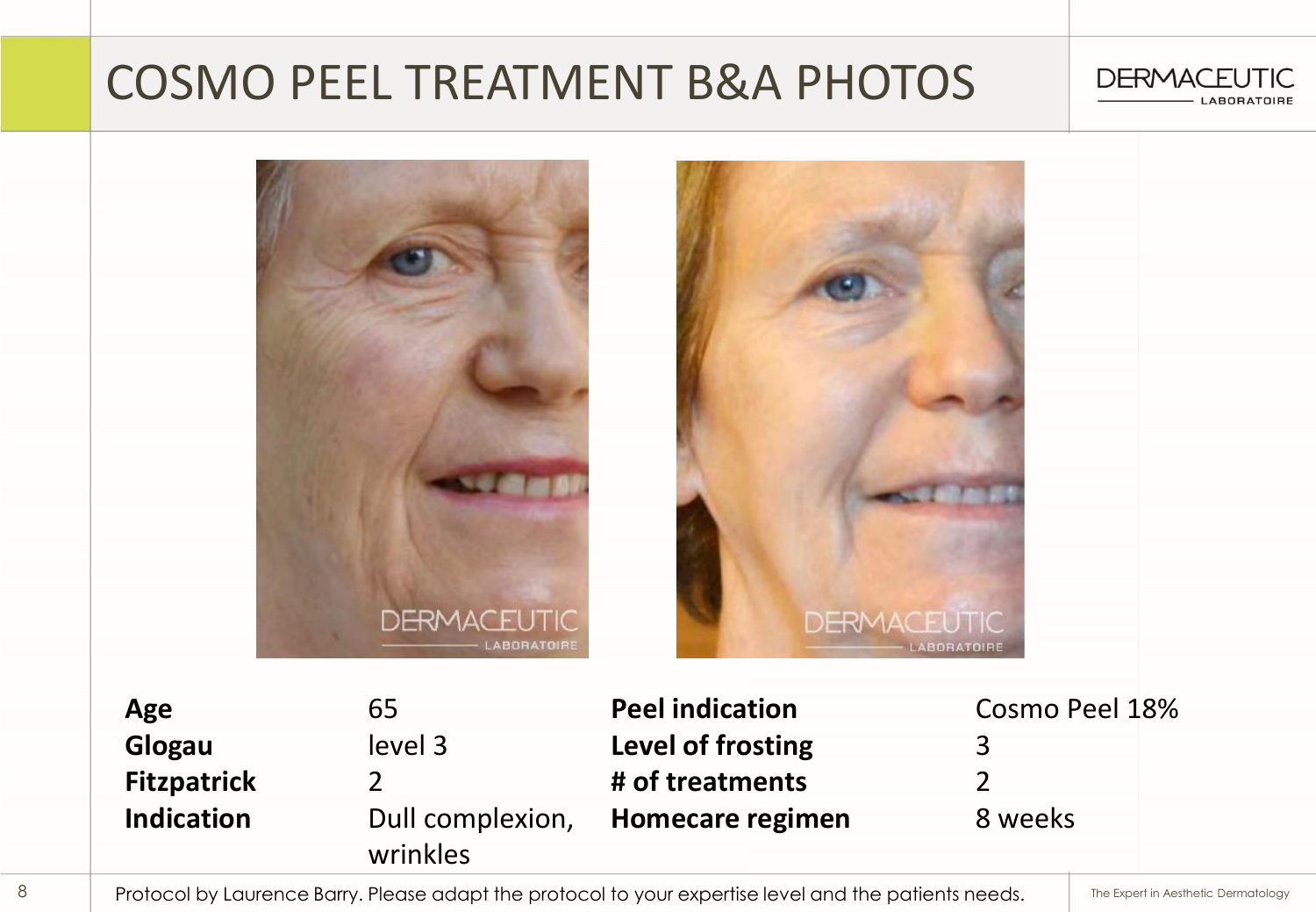# COSMO PEEL TREATMENT B&A PHOTOS

| | | | |
|---|---|---|---|
| **Age** | 65 | **Peel indication** | Cosmo Peel 18% |
| **Glogau** | level 3 | **Level of frosting** | 3 |
| **Fitzpatrick** | 2 | **# of treatments** | 2 |
| **Indication** | Dull complexion, wrinkles | **Homecare regimen** | 8 weeks |

Protocol by Laurence Barry. Please adapt the protocol to your expertise level and the patients needs.